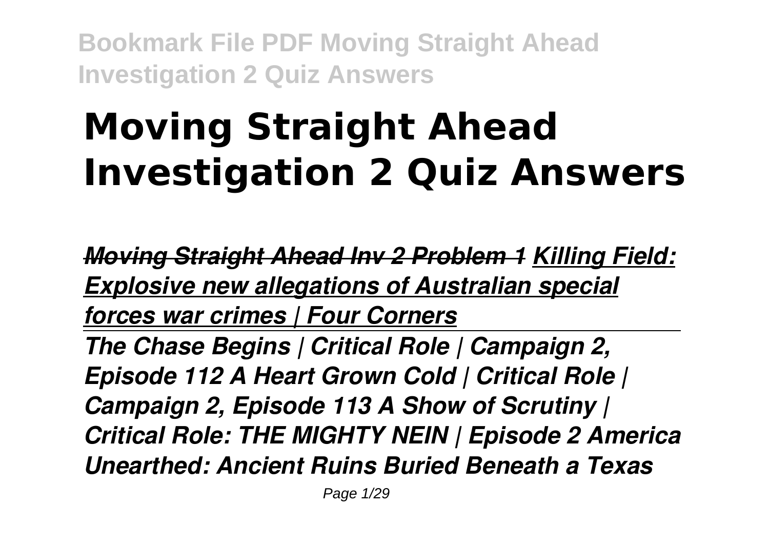# Moving Straight Ahead Investigation 2 Quiz Answers

***Moving Straight Ahead Inv 2 Problem 1*** ***Killing Field: Explosive new allegations of Australian special forces war crimes | Four Corners***

***The Chase Begins | Critical Role | Campaign 2, Episode 112 A Heart Grown Cold | Critical Role | Campaign 2, Episode 113 A Show of Scrutiny | Critical Role: THE MIGHTY NEIN | Episode 2 America Unearthed: Ancient Ruins Buried Beneath a Texas***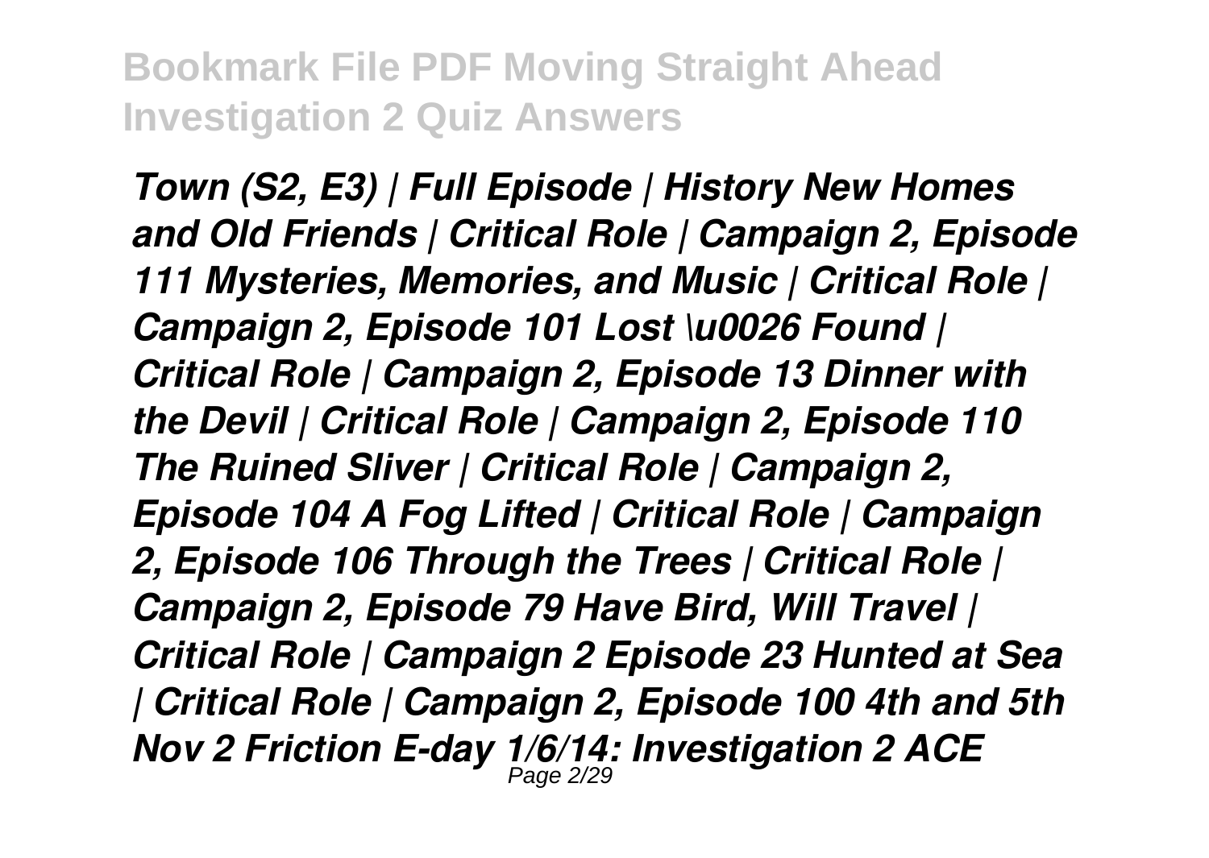*Town (S2, E3) | Full Episode | History New Homes and Old Friends | Critical Role | Campaign 2, Episode 111 Mysteries, Memories, and Music | Critical Role | Campaign 2, Episode 101 Lost \u0026 Found | Critical Role | Campaign 2, Episode 13 Dinner with the Devil | Critical Role | Campaign 2, Episode 110 The Ruined Sliver | Critical Role | Campaign 2, Episode 104 A Fog Lifted | Critical Role | Campaign 2, Episode 106 Through the Trees | Critical Role | Campaign 2, Episode 79 Have Bird, Will Travel | Critical Role | Campaign 2 Episode 23 Hunted at Sea | Critical Role | Campaign 2, Episode 100 4th and 5th Nov 2 Friction E-day 1/6/14: Investigation 2 ACE*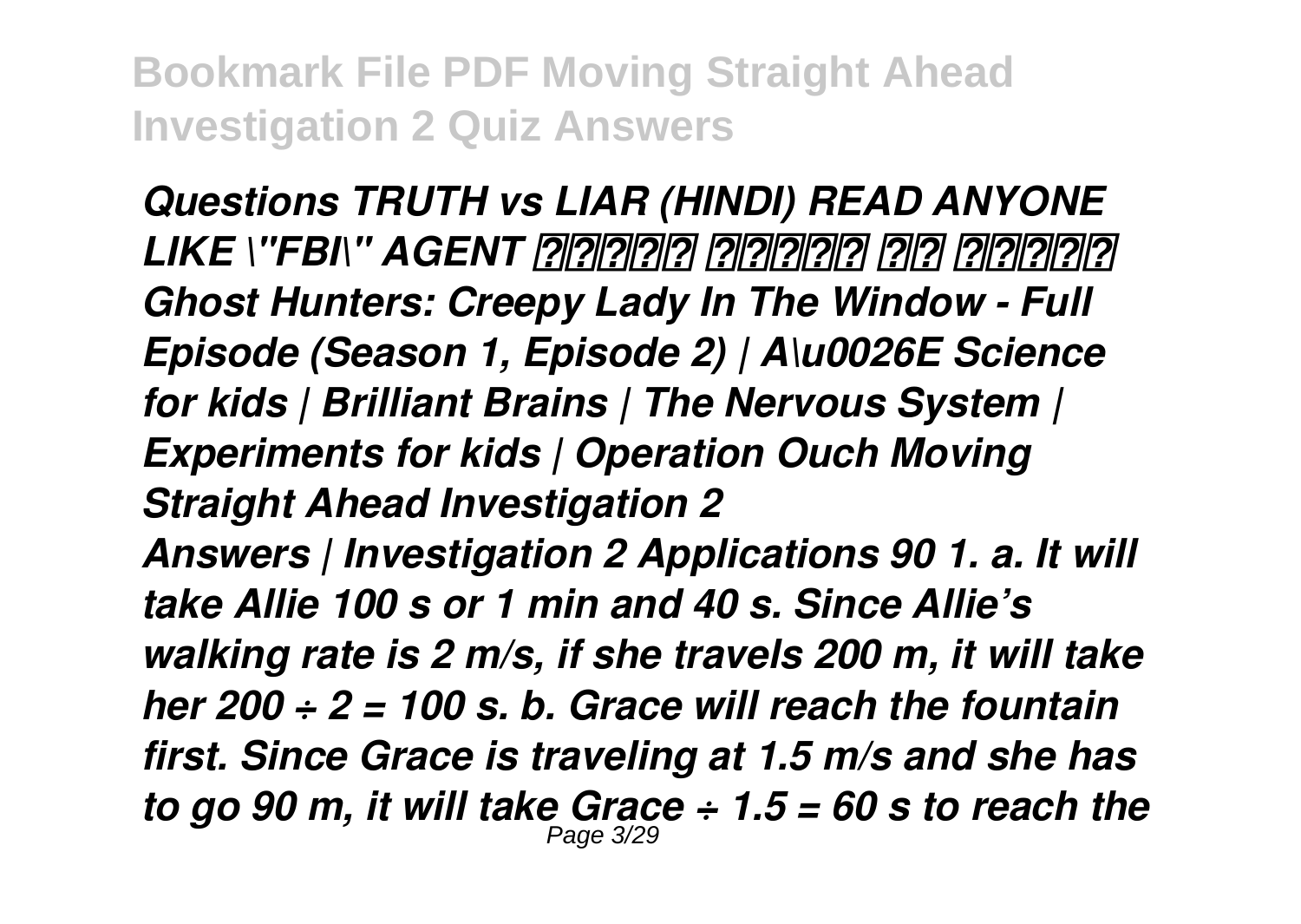*Questions TRUTH vs LIAR (HINDI) READ ANYONE LIKE \"FBI\" AGENT ??????? ??????? ??? ??????? Ghost Hunters: Creepy Lady In The Window - Full Episode (Season 1, Episode 2) | A\u0026E Science for kids | Brilliant Brains | The Nervous System | Experiments for kids | Operation Ouch Moving Straight Ahead Investigation 2*

*Answers | Investigation 2 Applications 90 1. a. It will take Allie 100 s or 1 min and 40 s. Since Allie's walking rate is 2 m/s, if she travels 200 m, it will take her 200 ÷ 2 = 100 s. b. Grace will reach the fountain first. Since Grace is traveling at 1.5 m/s and she has to go 90 m, it will take Grace ÷ 1.5 = 60 s to reach the*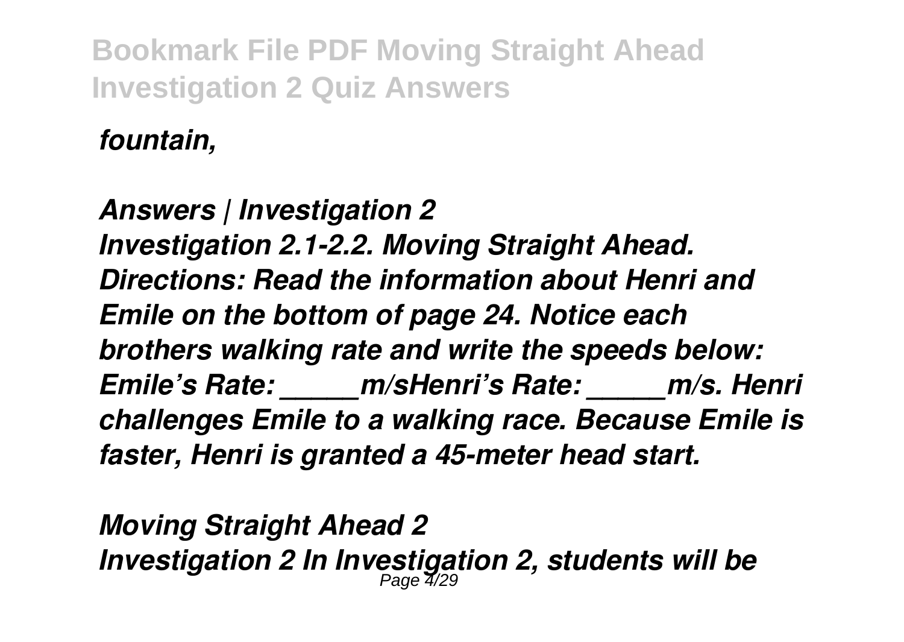*fountain,*

*Answers | Investigation 2*
*Investigation 2.1-2.2. Moving Straight Ahead. Directions: Read the information about Henri and Emile on the bottom of page 24. Notice each brothers walking rate and write the speeds below: Emile's Rate: _____m/sHenri's Rate: _____m/s. Henri challenges Emile to a walking race. Because Emile is faster, Henri is granted a 45-meter head start.*

*Moving Straight Ahead 2*
*Investigation 2 In Investigation 2, students will be*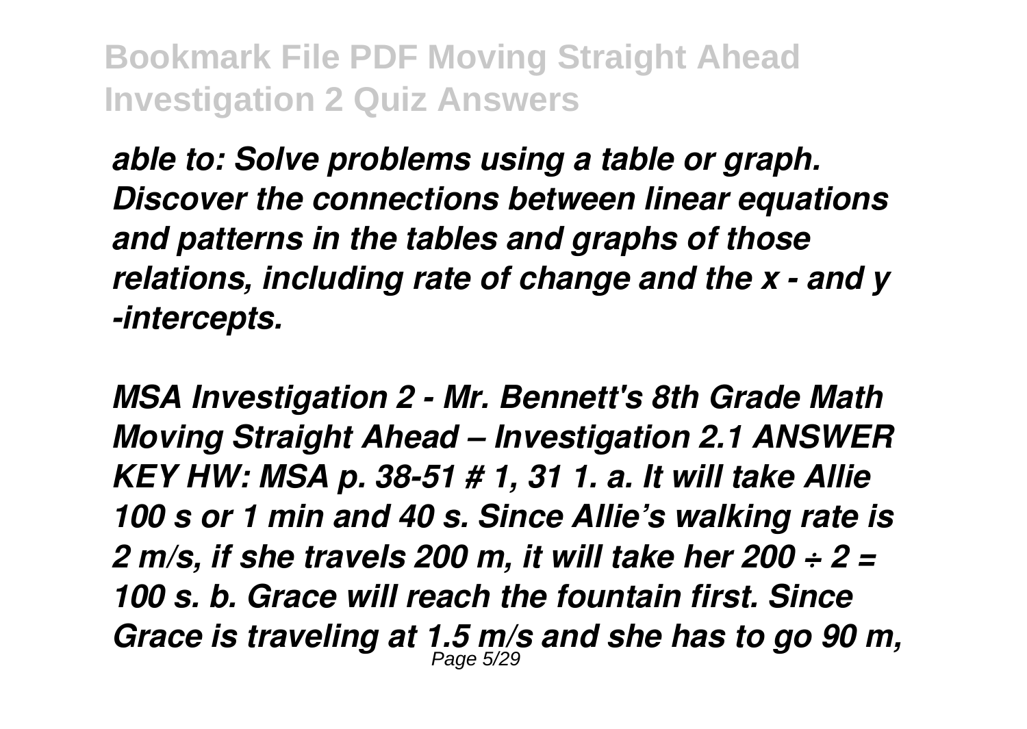*able to: Solve problems using a table or graph. Discover the connections between linear equations and patterns in the tables and graphs of those relations, including rate of change and the x - and y -intercepts.*

*MSA Investigation 2 - Mr. Bennett's 8th Grade Math Moving Straight Ahead – Investigation 2.1 ANSWER KEY HW: MSA p. 38-51 # 1, 31 1. a. It will take Allie 100 s or 1 min and 40 s. Since Allie's walking rate is 2 m/s, if she travels 200 m, it will take her 200 ÷ 2 = 100 s. b. Grace will reach the fountain first. Since Grace is traveling at 1.5 m/s and she has to go 90 m,*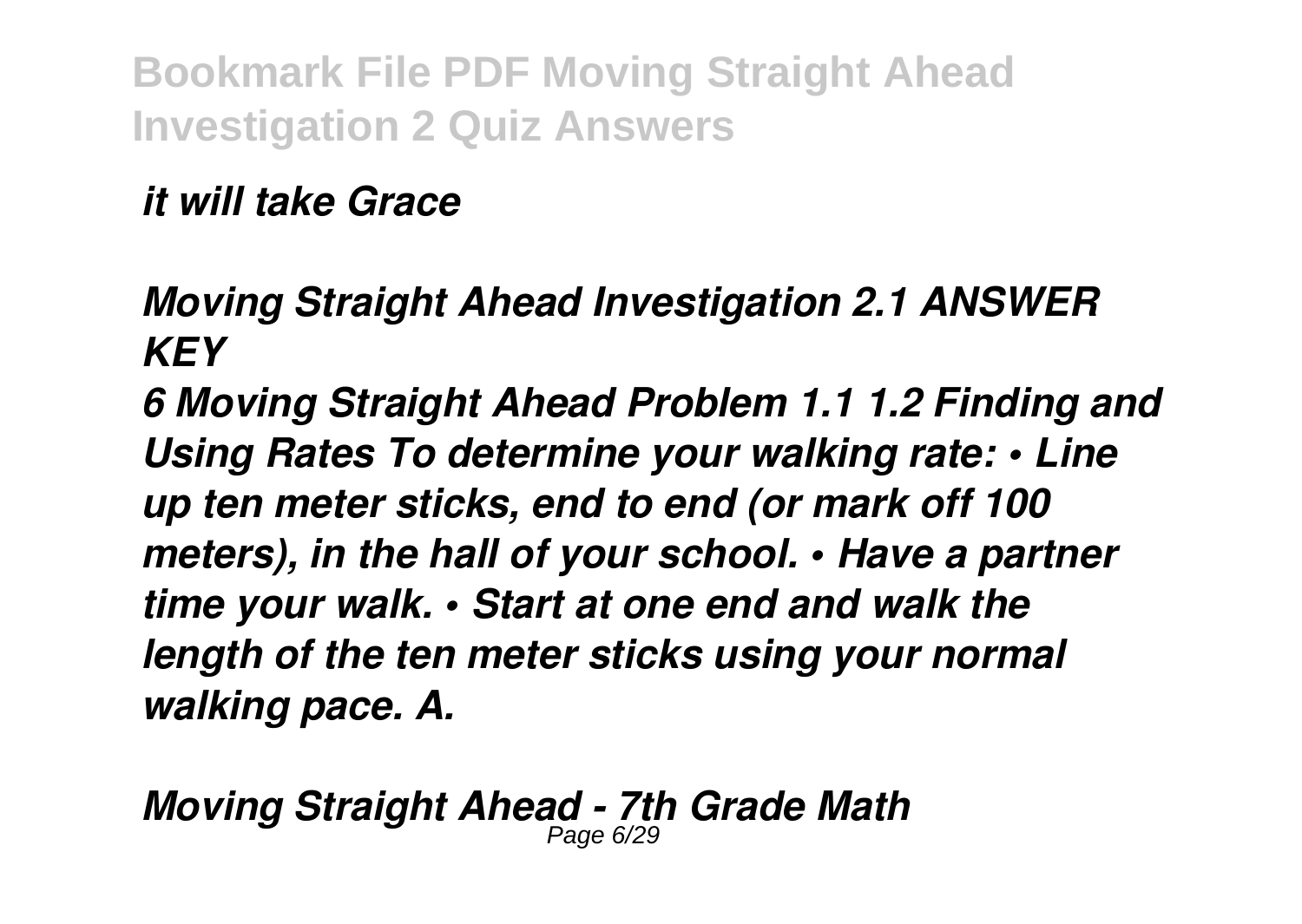*it will take Grace*

### *Moving Straight Ahead Investigation 2.1 ANSWER KEY*

*6 Moving Straight Ahead Problem 1.1 1.2 Finding and Using Rates To determine your walking rate: • Line up ten meter sticks, end to end (or mark off 100 meters), in the hall of your school. • Have a partner time your walk. • Start at one end and walk the length of the ten meter sticks using your normal walking pace. A.*

### *Moving Straight Ahead - 7th Grade Math*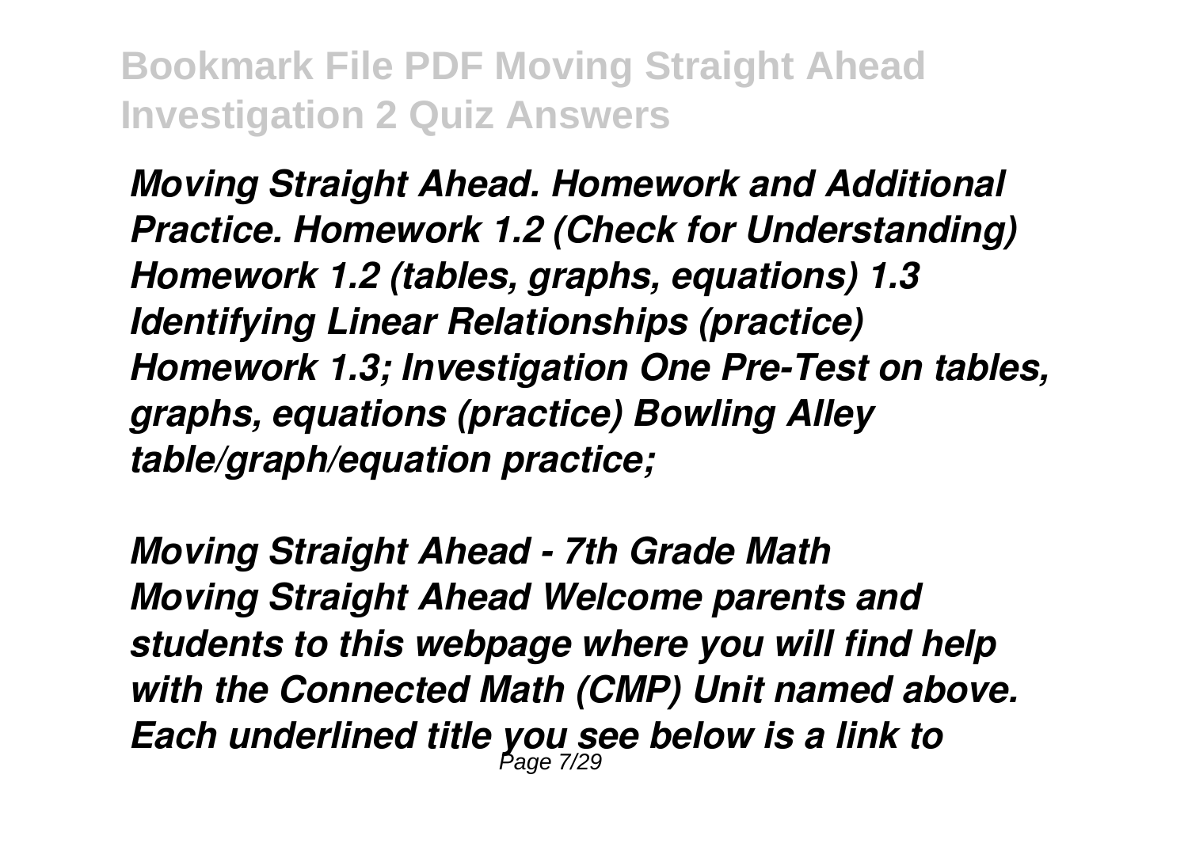*Moving Straight Ahead. Homework and Additional Practice. Homework 1.2 (Check for Understanding) Homework 1.2 (tables, graphs, equations) 1.3 Identifying Linear Relationships (practice) Homework 1.3; Investigation One Pre-Test on tables, graphs, equations (practice) Bowling Alley table/graph/equation practice;*

*Moving Straight Ahead - 7th Grade Math*
*Moving Straight Ahead Welcome parents and students to this webpage where you will find help with the Connected Math (CMP) Unit named above. Each underlined title you see below is a link to*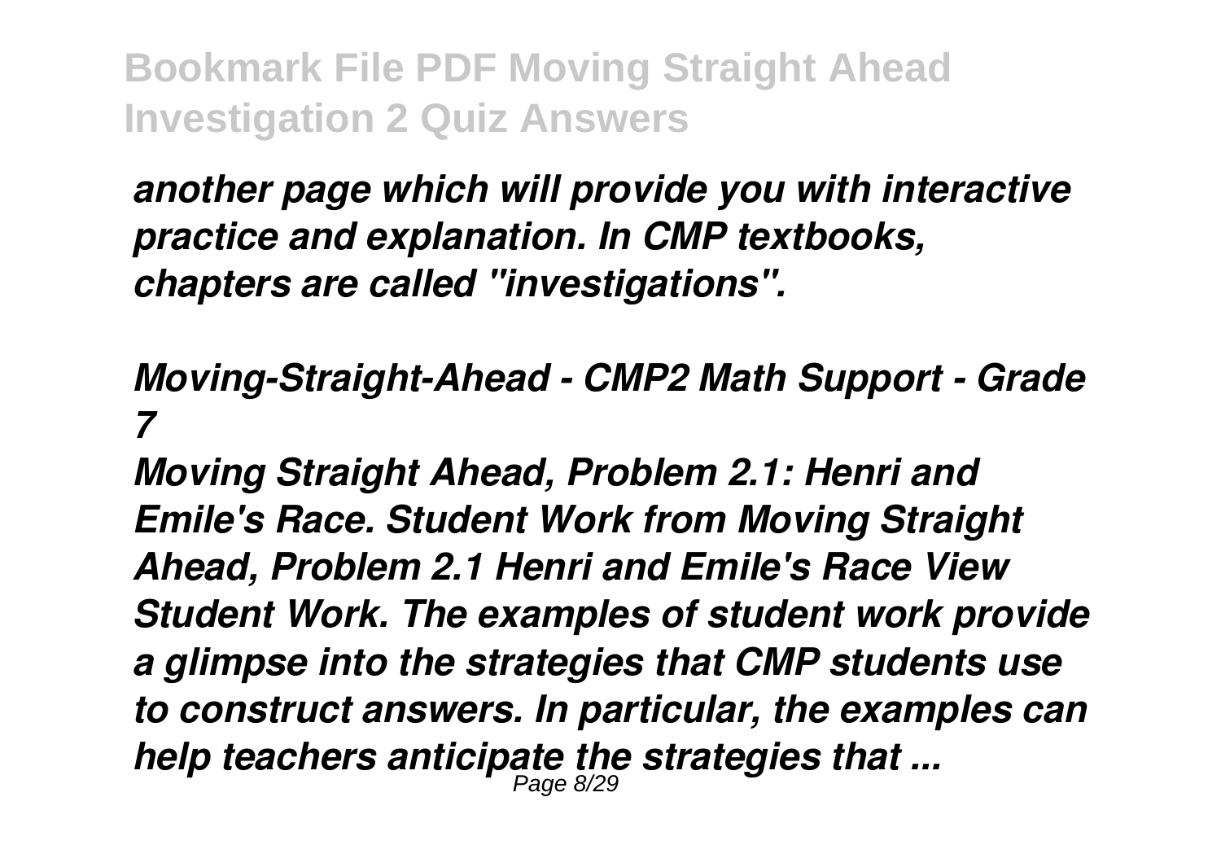*another page which will provide you with interactive practice and explanation. In CMP textbooks, chapters are called "investigations".*

***Moving-Straight-Ahead - CMP2 Math Support - Grade 7***

***Moving Straight Ahead, Problem 2.1: Henri and Emile's Race. Student Work from Moving Straight Ahead, Problem 2.1 Henri and Emile's Race View Student Work. The examples of student work provide a glimpse into the strategies that CMP students use to construct answers. In particular, the examples can help teachers anticipate the strategies that ...***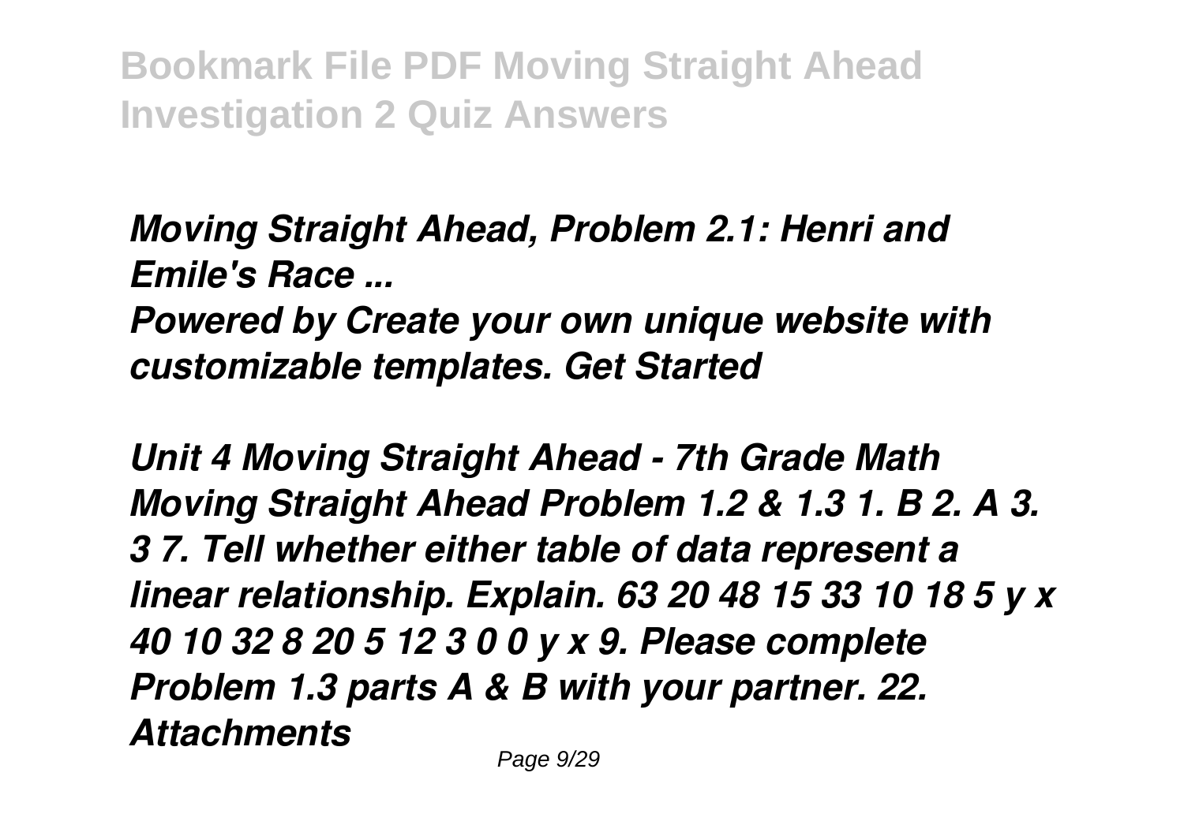*Moving Straight Ahead, Problem 2.1: Henri and Emile's Race ...*

*Powered by Create your own unique website with customizable templates. Get Started*

*Unit 4 Moving Straight Ahead - 7th Grade Math Moving Straight Ahead Problem 1.2 & 1.3 1. B 2. A 3. 3 7. Tell whether either table of data represent a linear relationship. Explain. 63 20 48 15 33 10 18 5 y x 40 10 32 8 20 5 12 3 0 0 y x 9. Please complete Problem 1.3 parts A & B with your partner. 22. Attachments*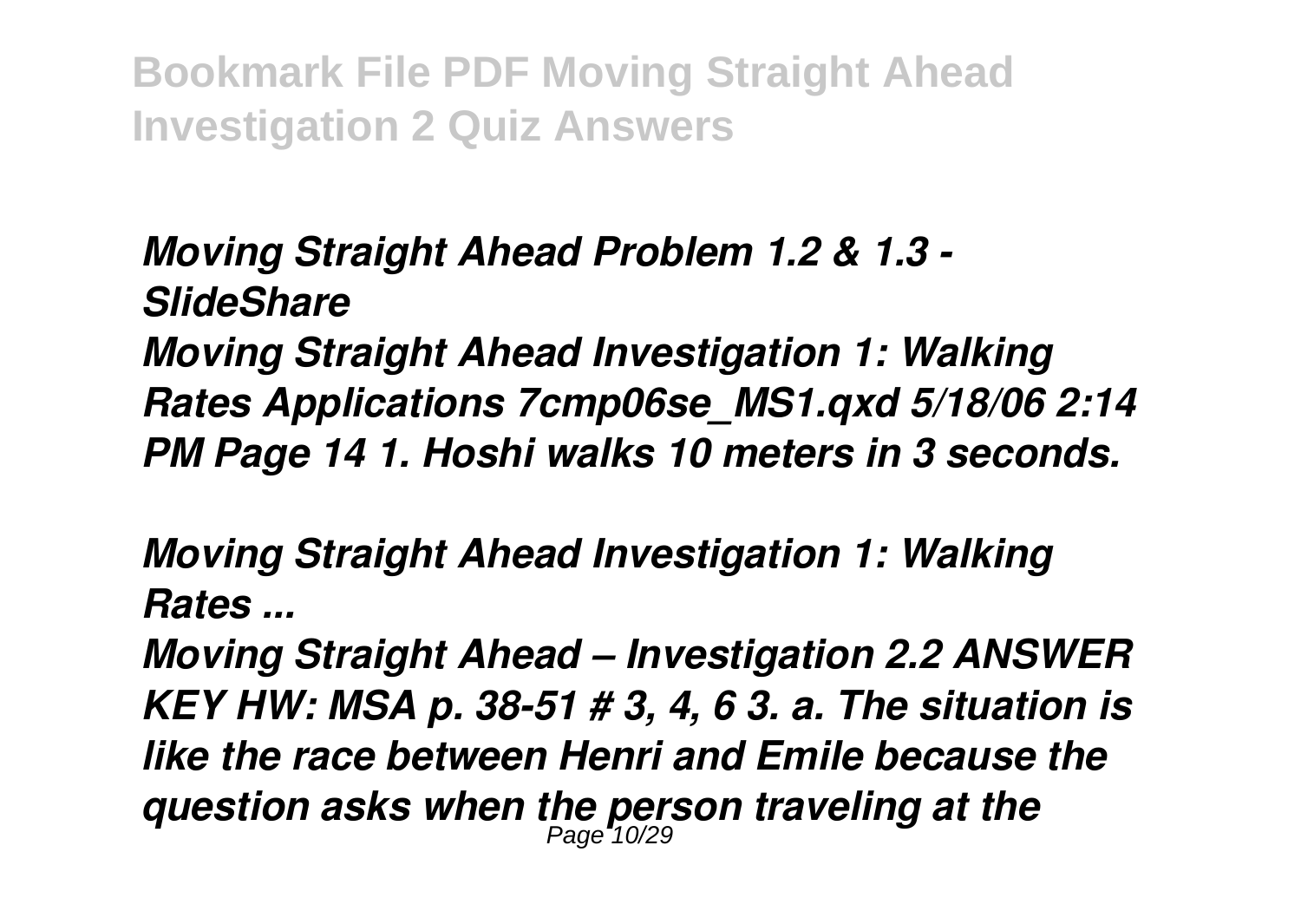*Moving Straight Ahead Problem 1.2 & 1.3 - SlideShare*

*Moving Straight Ahead Investigation 1: Walking Rates Applications 7cmp06se_MS1.qxd 5/18/06 2:14 PM Page 14 1. Hoshi walks 10 meters in 3 seconds.*

*Moving Straight Ahead Investigation 1: Walking Rates ...*

*Moving Straight Ahead – Investigation 2.2 ANSWER KEY HW: MSA p. 38-51 # 3, 4, 6 3. a. The situation is like the race between Henri and Emile because the question asks when the person traveling at the*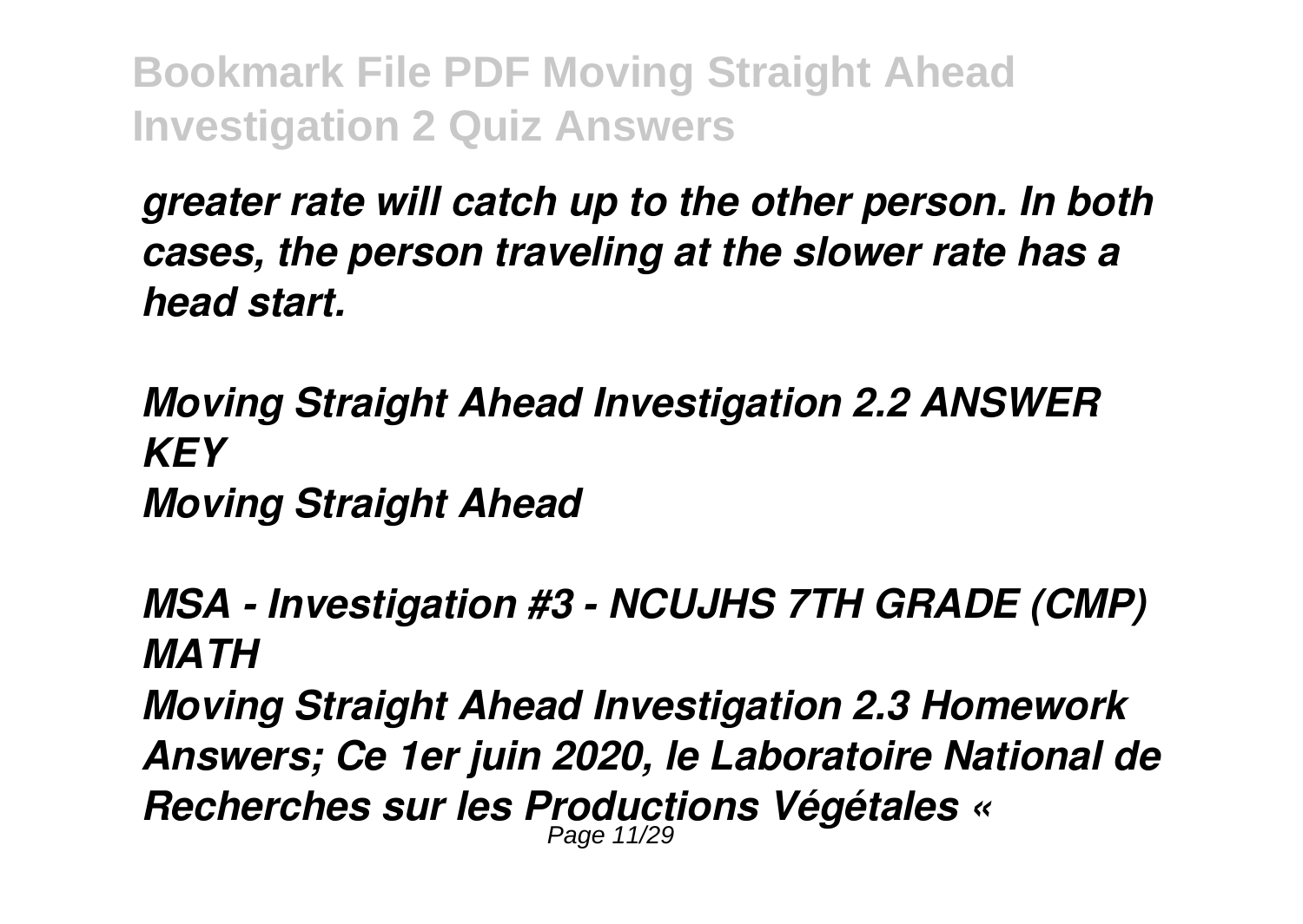*greater rate will catch up to the other person. In both cases, the person traveling at the slower rate has a head start.*

*Moving Straight Ahead Investigation 2.2 ANSWER KEY*
*Moving Straight Ahead*

*MSA - Investigation #3 - NCUJHS 7TH GRADE (CMP) MATH*

*Moving Straight Ahead Investigation 2.3 Homework Answers; Ce 1er juin 2020, le Laboratoire National de Recherches sur les Productions Végétales «*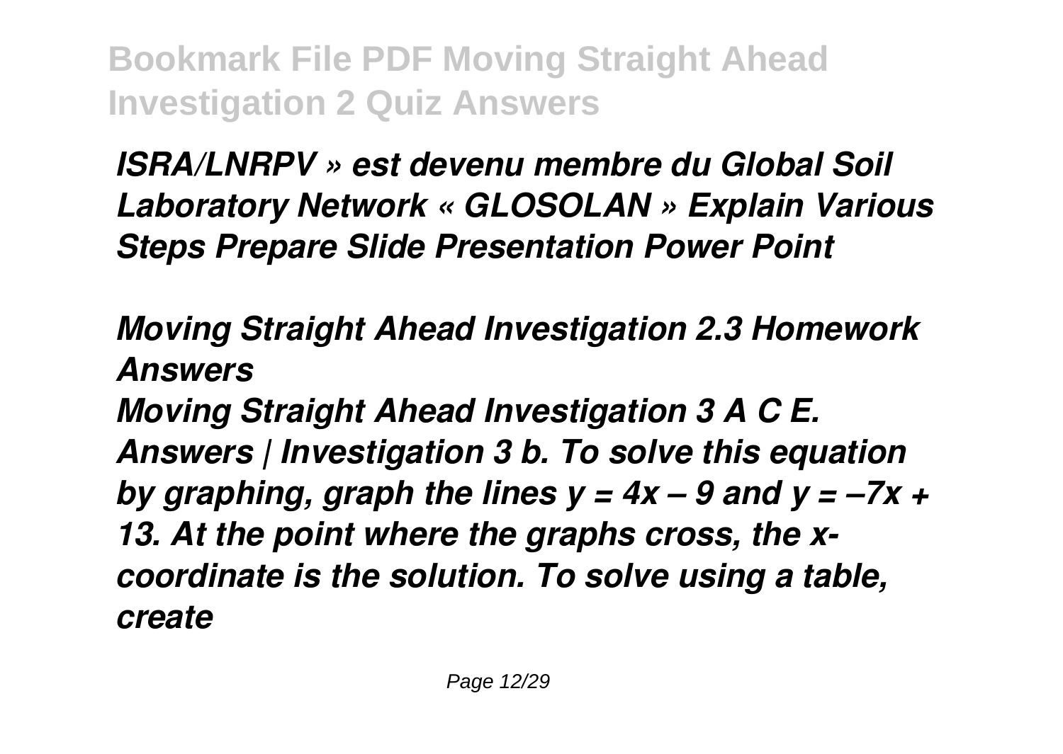*ISRA/LNRPV » est devenu membre du Global Soil Laboratory Network « GLOSOLAN » Explain Various Steps Prepare Slide Presentation Power Point*

***Moving Straight Ahead Investigation 2.3 Homework Answers***

*Moving Straight Ahead Investigation 3 A C E. Answers | Investigation 3 b. To solve this equation by graphing, graph the lines $y = 4x - 9$ and $y = -7x + 13$. At the point where the graphs cross, the x-coordinate is the solution. To solve using a table, create*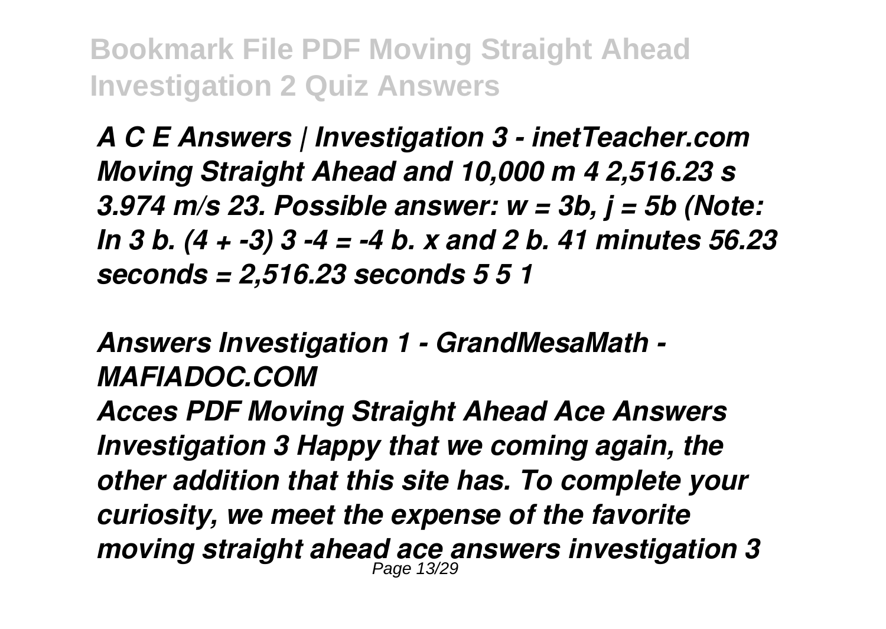*A C E Answers | Investigation 3 - inetTeacher.com*
*Moving Straight Ahead and 10,000 m 4 2,516.23 s 3.974 m/s 23. Possible answer: $w = 3b$, $j = 5b$ (Note: In 3 b. (4 + -3) 3 -4 = -4 b. x and 2 b. 41 minutes 56.23 seconds = 2,516.23 seconds 5 5 1*

*Answers Investigation 1 - GrandMesaMath - MAFIADOC.COM*

*Acces PDF Moving Straight Ahead Ace Answers Investigation 3 Happy that we coming again, the other addition that this site has. To complete your curiosity, we meet the expense of the favorite moving straight ahead ace answers investigation 3*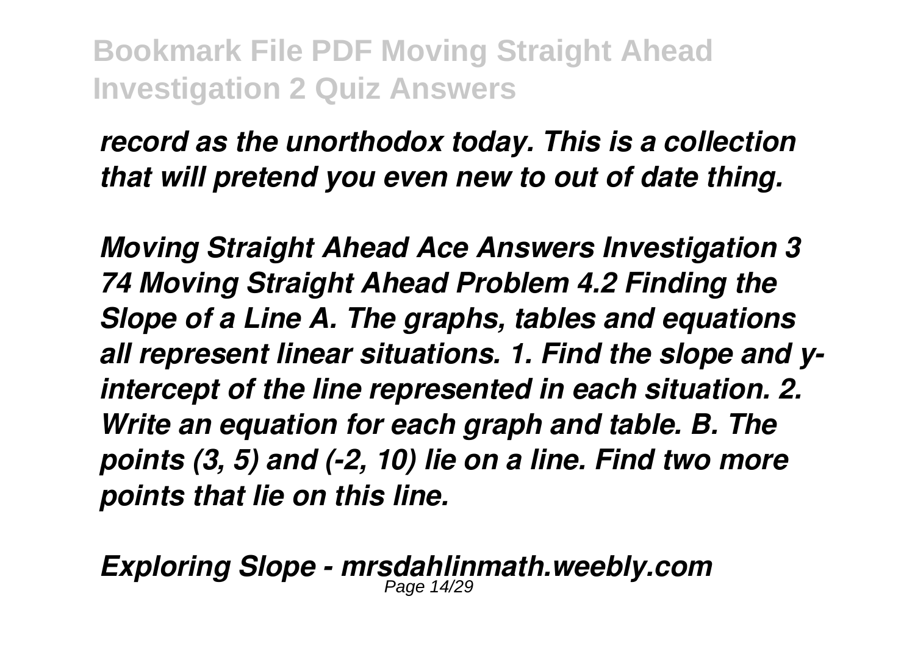*record as the unorthodox today. This is a collection that will pretend you even new to out of date thing.*

*Moving Straight Ahead Ace Answers Investigation 3 74 Moving Straight Ahead Problem 4.2 Finding the Slope of a Line A. The graphs, tables and equations all represent linear situations. 1. Find the slope and y-intercept of the line represented in each situation. 2. Write an equation for each graph and table. B. The points (3, 5) and (-2, 10) lie on a line. Find two more points that lie on this line.*

*Exploring Slope - mrsdahlinmath.weebly.com*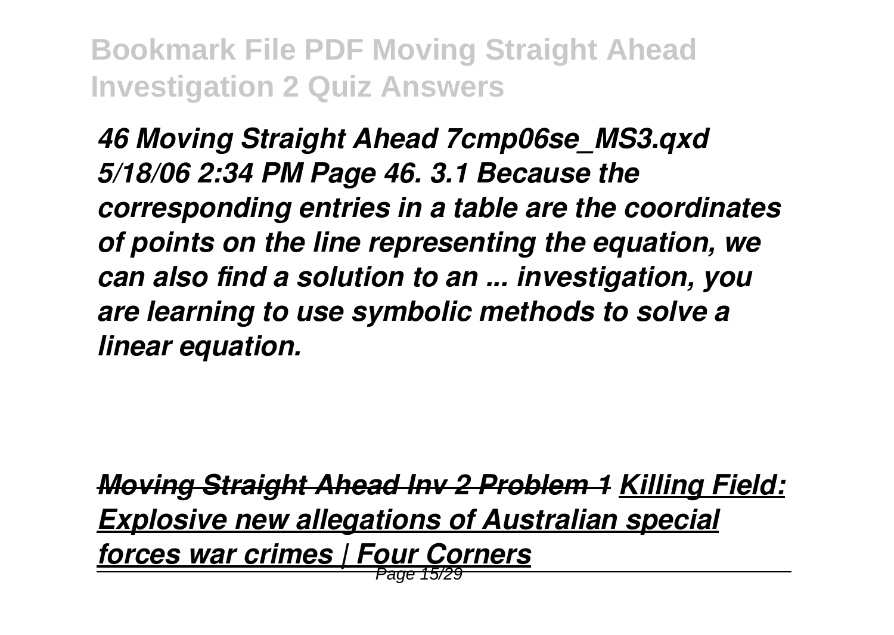*46 Moving Straight Ahead 7cmp06se_MS3.qxd 5/18/06 2:34 PM Page 46. 3.1 Because the corresponding entries in a table are the coordinates of points on the line representing the equation, we can also find a solution to an ... investigation, you are learning to use symbolic methods to solve a linear equation.*

*~~Moving Straight Ahead Inv 2 Problem 1~~* *Killing Field: Explosive new allegations of Australian special forces war crimes | Four Corners*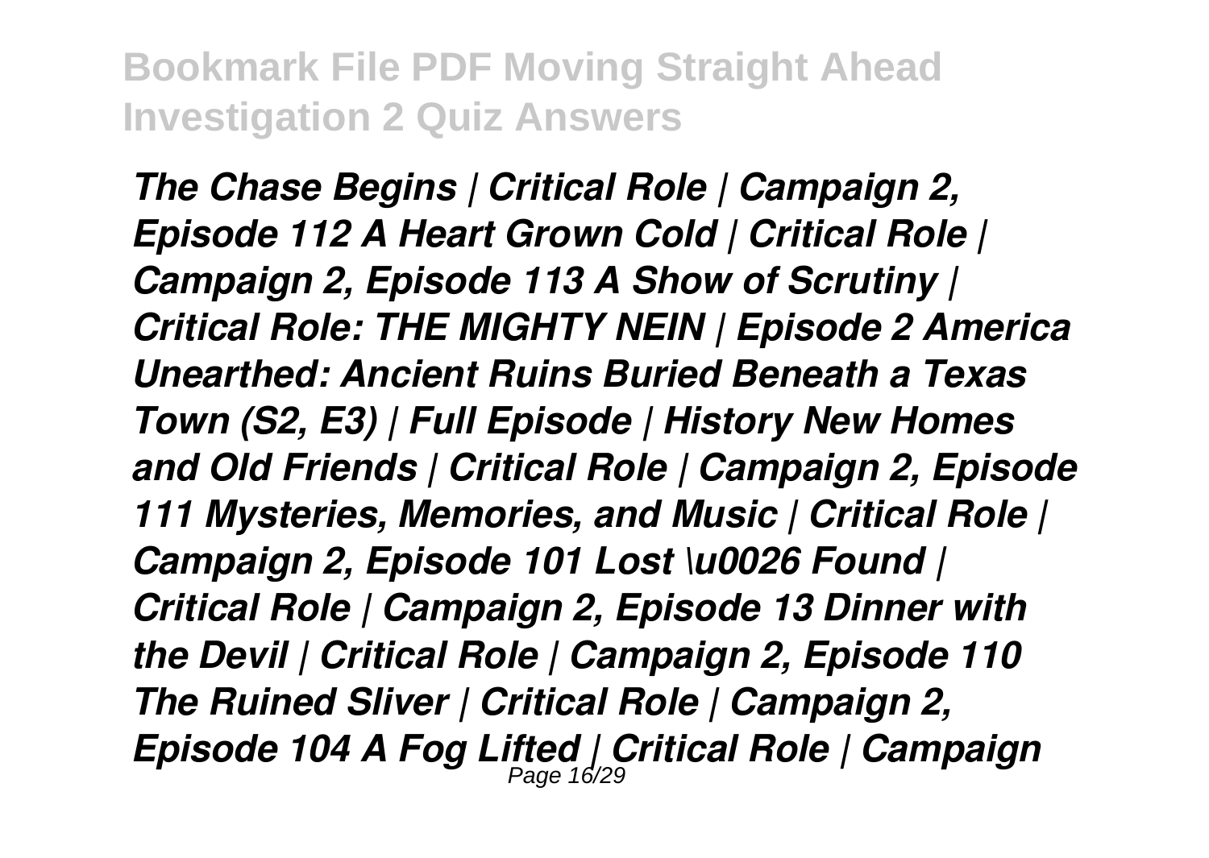*The Chase Begins | Critical Role | Campaign 2, Episode 112 A Heart Grown Cold | Critical Role | Campaign 2, Episode 113 A Show of Scrutiny | Critical Role: THE MIGHTY NEIN | Episode 2 America Unearthed: Ancient Ruins Buried Beneath a Texas Town (S2, E3) | Full Episode | History New Homes and Old Friends | Critical Role | Campaign 2, Episode 111 Mysteries, Memories, and Music | Critical Role | Campaign 2, Episode 101 Lost \u0026 Found | Critical Role | Campaign 2, Episode 13 Dinner with the Devil | Critical Role | Campaign 2, Episode 110 The Ruined Sliver | Critical Role | Campaign 2, Episode 104 A Fog Lifted | Critical Role | Campaign*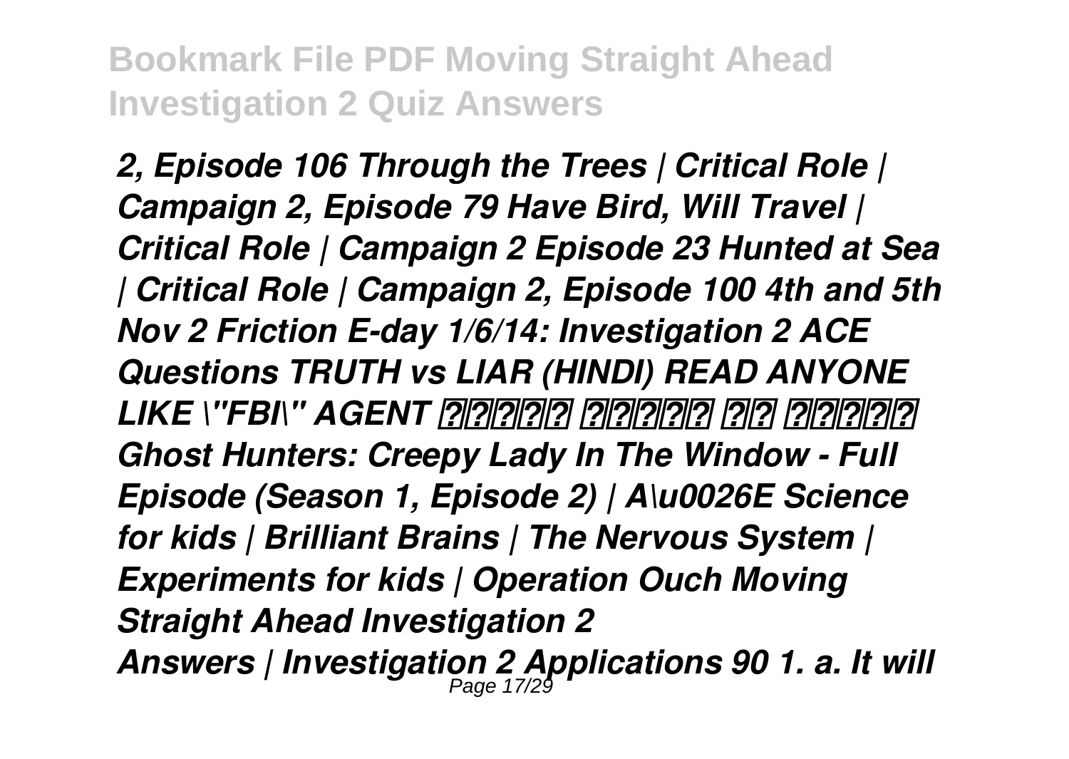*2, Episode 106 Through the Trees | Critical Role | Campaign 2, Episode 79 Have Bird, Will Travel | Critical Role | Campaign 2 Episode 23 Hunted at Sea | Critical Role | Campaign 2, Episode 100 4th and 5th Nov 2 Friction E-day 1/6/14: Investigation 2 ACE Questions TRUTH vs LIAR (HINDI) READ ANYONE LIKE \"FBI\" AGENT ?????? ?????? ?? ?????? Ghost Hunters: Creepy Lady In The Window - Full Episode (Season 1, Episode 2) | A\u0026E Science for kids | Brilliant Brains | The Nervous System | Experiments for kids | Operation Ouch Moving Straight Ahead Investigation 2*

*Answers | Investigation 2 Applications 90 1. a. It will*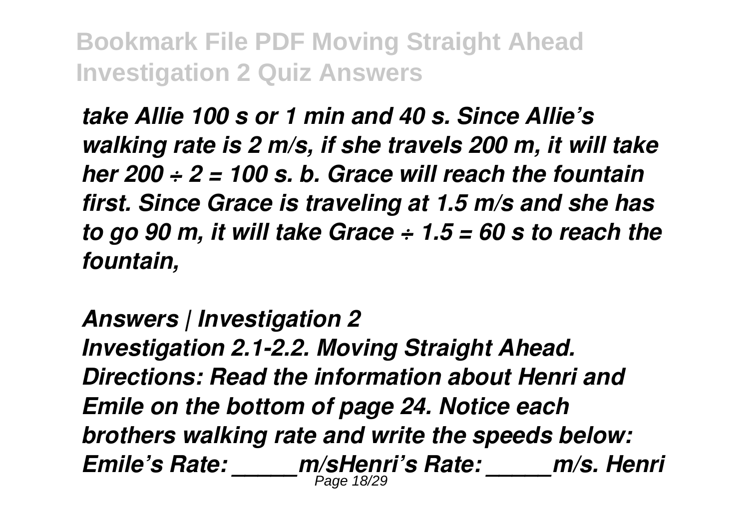*take Allie 100 s or 1 min and 40 s. Since Allie's walking rate is 2 m/s, if she travels 200 m, it will take her 200 ÷ 2 = 100 s. b. Grace will reach the fountain first. Since Grace is traveling at 1.5 m/s and she has to go 90 m, it will take Grace ÷ 1.5 = 60 s to reach the fountain,*

*Answers | Investigation 2*

*Investigation 2.1-2.2. Moving Straight Ahead. Directions: Read the information about Henri and Emile on the bottom of page 24. Notice each brothers walking rate and write the speeds below: Emile's Rate: _____m/sHenri's Rate: _____m/s. Henri*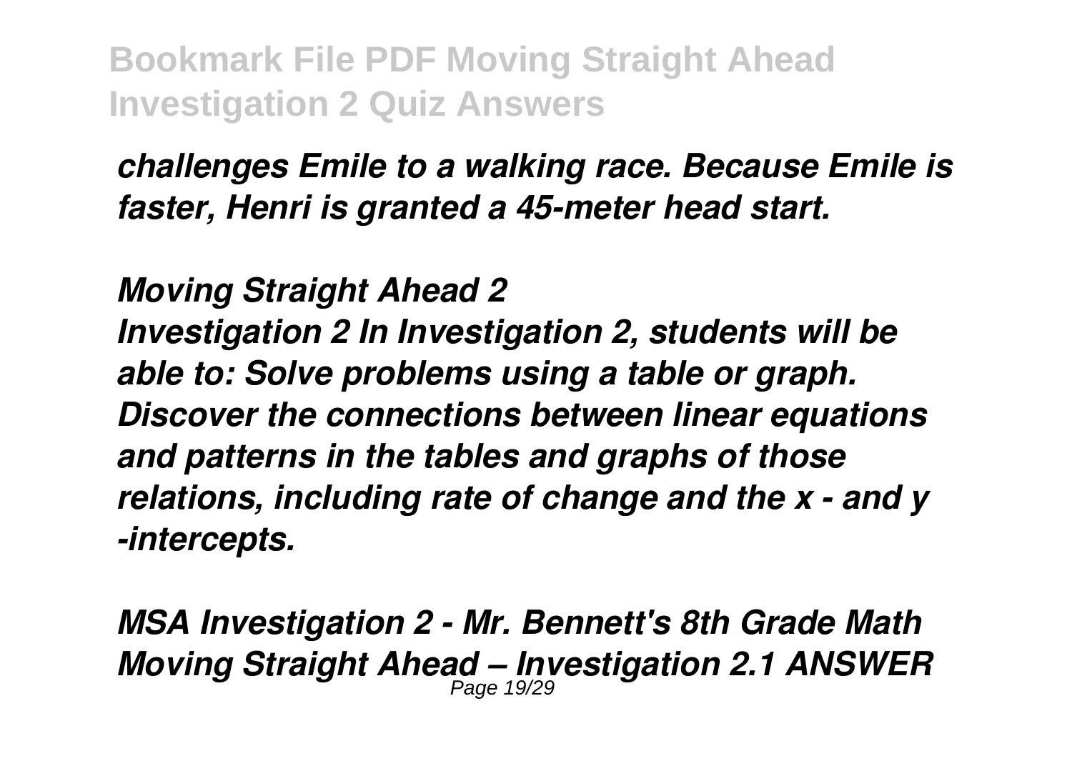*challenges Emile to a walking race. Because Emile is faster, Henri is granted a 45-meter head start.*

*Moving Straight Ahead 2*

*Investigation 2 In Investigation 2, students will be able to: Solve problems using a table or graph. Discover the connections between linear equations and patterns in the tables and graphs of those relations, including rate of change and the x - and y -intercepts.*

*MSA Investigation 2 - Mr. Bennett's 8th Grade Math*

*Moving Straight Ahead – Investigation 2.1 ANSWER*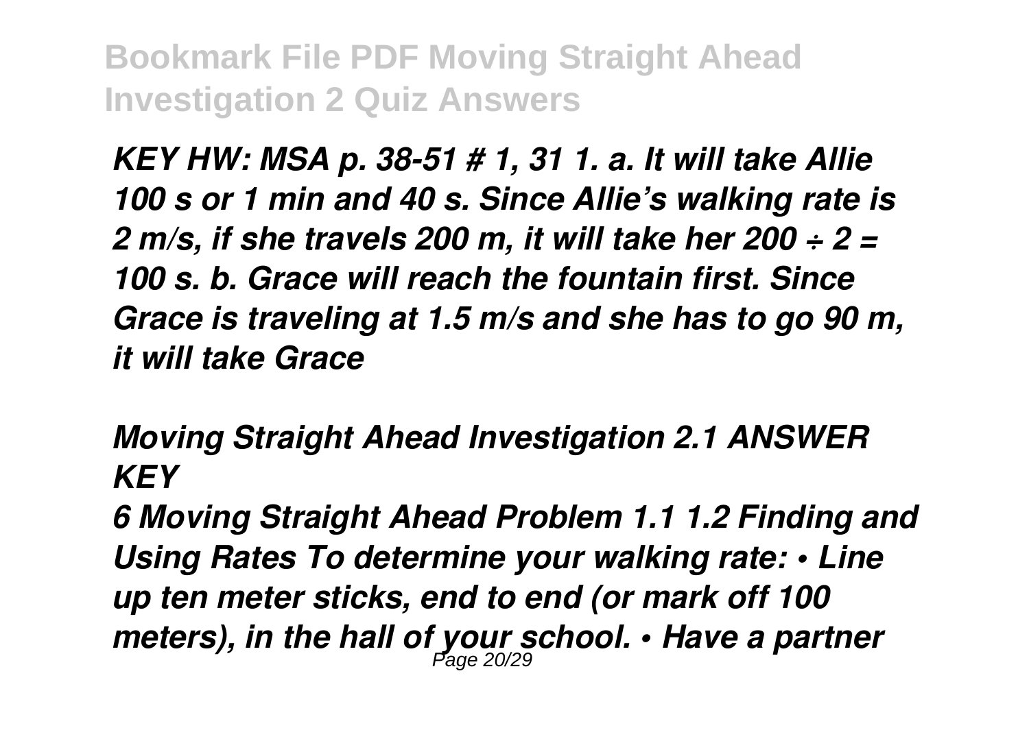*KEY HW: MSA p. 38-51 # 1, 31 1. a. It will take Allie 100 s or 1 min and 40 s. Since Allie's walking rate is 2 m/s, if she travels 200 m, it will take her 200 ÷ 2 = 100 s. b. Grace will reach the fountain first. Since Grace is traveling at 1.5 m/s and she has to go 90 m, it will take Grace*

## *Moving Straight Ahead Investigation 2.1 ANSWER KEY*

*6 Moving Straight Ahead Problem 1.1 1.2 Finding and Using Rates To determine your walking rate: • Line up ten meter sticks, end to end (or mark off 100 meters), in the hall of your school. • Have a partner*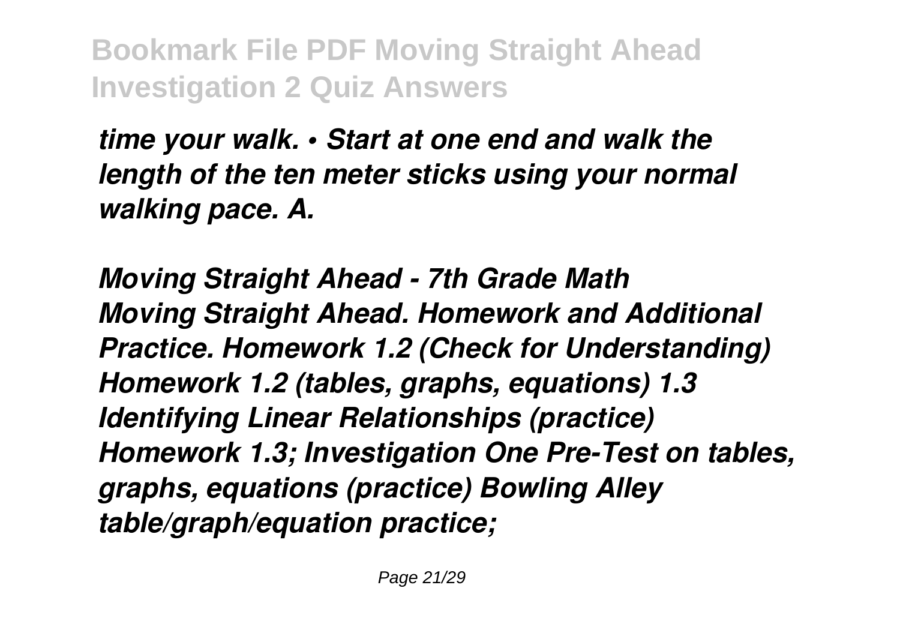*time your walk. • Start at one end and walk the length of the ten meter sticks using your normal walking pace. A.*

***Moving Straight Ahead - 7th Grade Math***

***Moving Straight Ahead. Homework and Additional Practice. Homework 1.2 (Check for Understanding) Homework 1.2 (tables, graphs, equations) 1.3 Identifying Linear Relationships (practice) Homework 1.3; Investigation One Pre-Test on tables, graphs, equations (practice) Bowling Alley table/graph/equation practice;***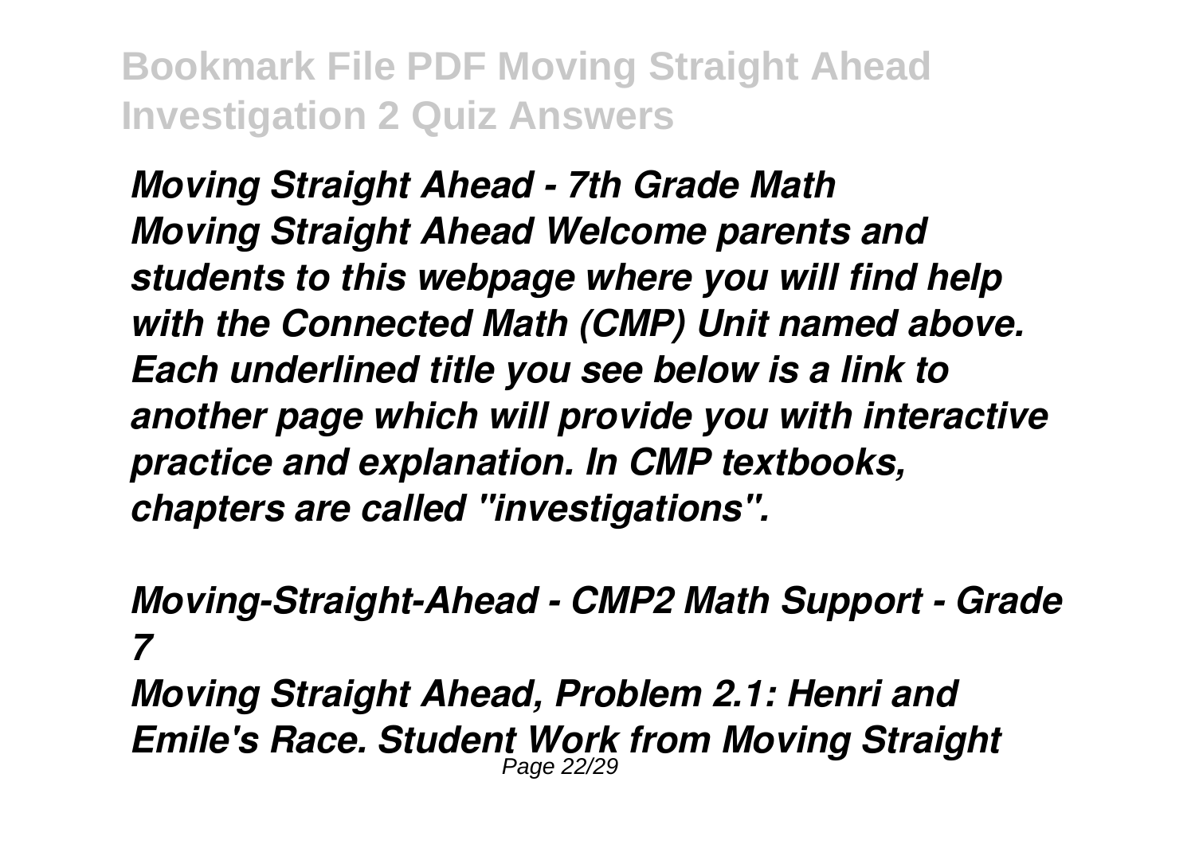*Moving Straight Ahead - 7th Grade Math*
*Moving Straight Ahead Welcome parents and students to this webpage where you will find help with the Connected Math (CMP) Unit named above. Each underlined title you see below is a link to another page which will provide you with interactive practice and explanation. In CMP textbooks, chapters are called "investigations".*

*Moving-Straight-Ahead - CMP2 Math Support - Grade 7*

*Moving Straight Ahead, Problem 2.1: Henri and Emile's Race. Student Work from Moving Straight*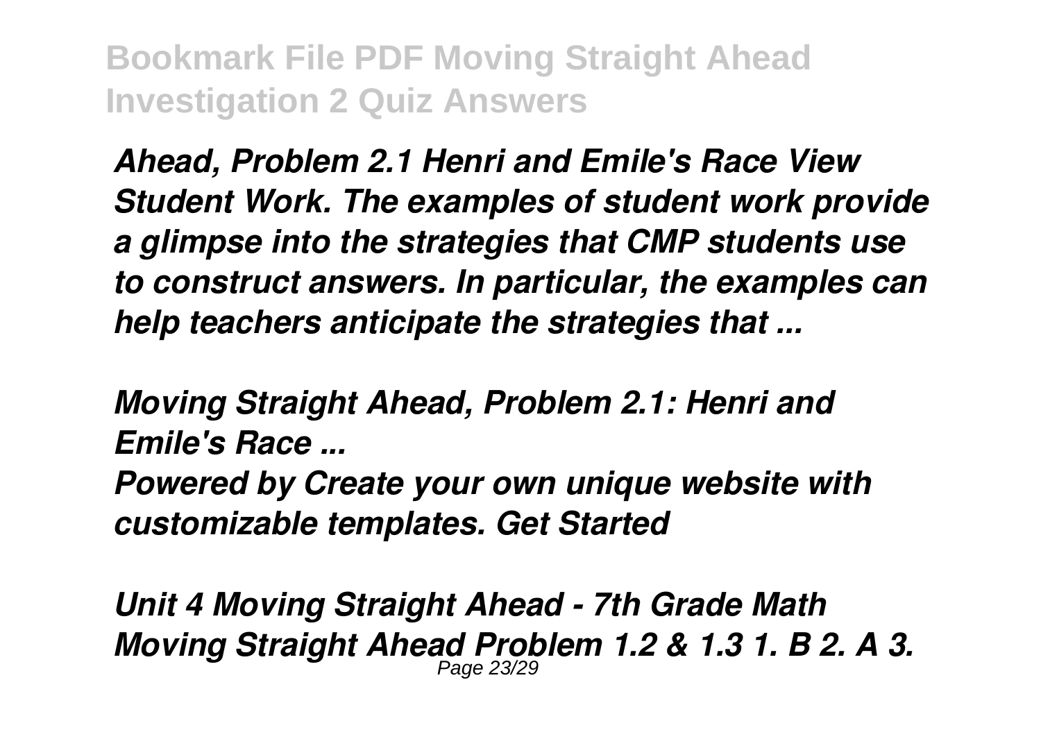*Ahead, Problem 2.1 Henri and Emile's Race View Student Work. The examples of student work provide a glimpse into the strategies that CMP students use to construct answers. In particular, the examples can help teachers anticipate the strategies that ...*

*Moving Straight Ahead, Problem 2.1: Henri and Emile's Race ...*

*Powered by Create your own unique website with customizable templates. Get Started*

*Unit 4 Moving Straight Ahead - 7th Grade Math*

*Moving Straight Ahead Problem 1.2 & 1.3 1. B 2. A 3.*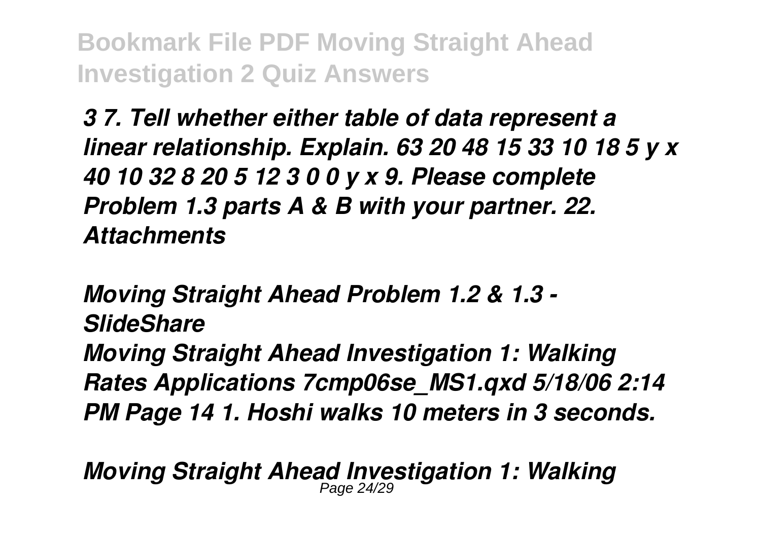*3 7. Tell whether either table of data represent a linear relationship. Explain. 63 20 48 15 33 10 18 5 y x 40 10 32 8 20 5 12 3 0 0 y x 9. Please complete Problem 1.3 parts A & B with your partner. 22. Attachments*

*Moving Straight Ahead Problem 1.2 & 1.3 - SlideShare*

*Moving Straight Ahead Investigation 1: Walking Rates Applications 7cmp06se_MS1.qxd 5/18/06 2:14 PM Page 14 1. Hoshi walks 10 meters in 3 seconds.*

*Moving Straight Ahead Investigation 1: Walking*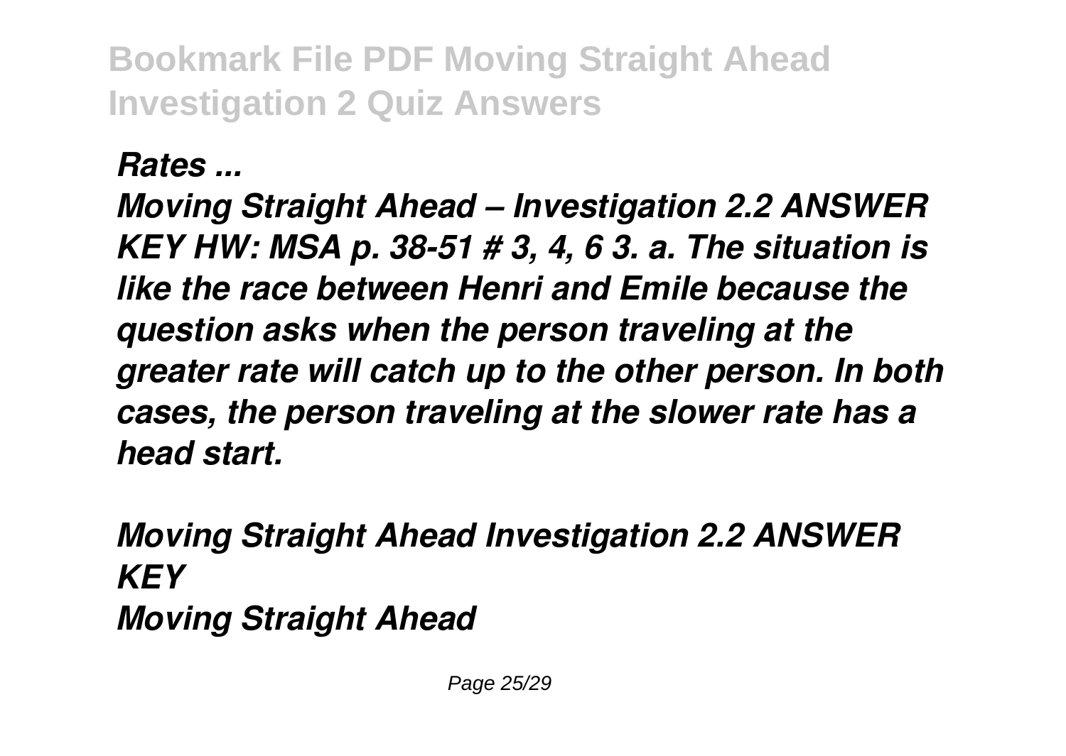*Rates ...*

*Moving Straight Ahead – Investigation 2.2 ANSWER KEY HW: MSA p. 38-51 # 3, 4, 6 3. a. The situation is like the race between Henri and Emile because the question asks when the person traveling at the greater rate will catch up to the other person. In both cases, the person traveling at the slower rate has a head start.*

*Moving Straight Ahead Investigation 2.2 ANSWER KEY*
*Moving Straight Ahead*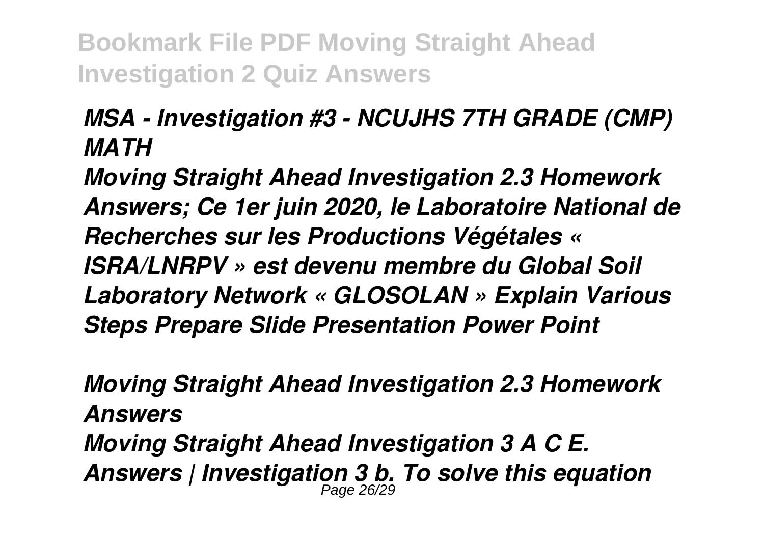***MSA - Investigation #3 - NCUJHS 7TH GRADE (CMP) MATH***

***Moving Straight Ahead Investigation 2.3 Homework Answers; Ce 1er juin 2020, le Laboratoire National de Recherches sur les Productions Végétales « ISRA/LNRPV » est devenu membre du Global Soil Laboratory Network « GLOSOLAN » Explain Various Steps Prepare Slide Presentation Power Point***

***Moving Straight Ahead Investigation 2.3 Homework Answers***

***Moving Straight Ahead Investigation 3 A C E. Answers | Investigation 3 b. To solve this equation***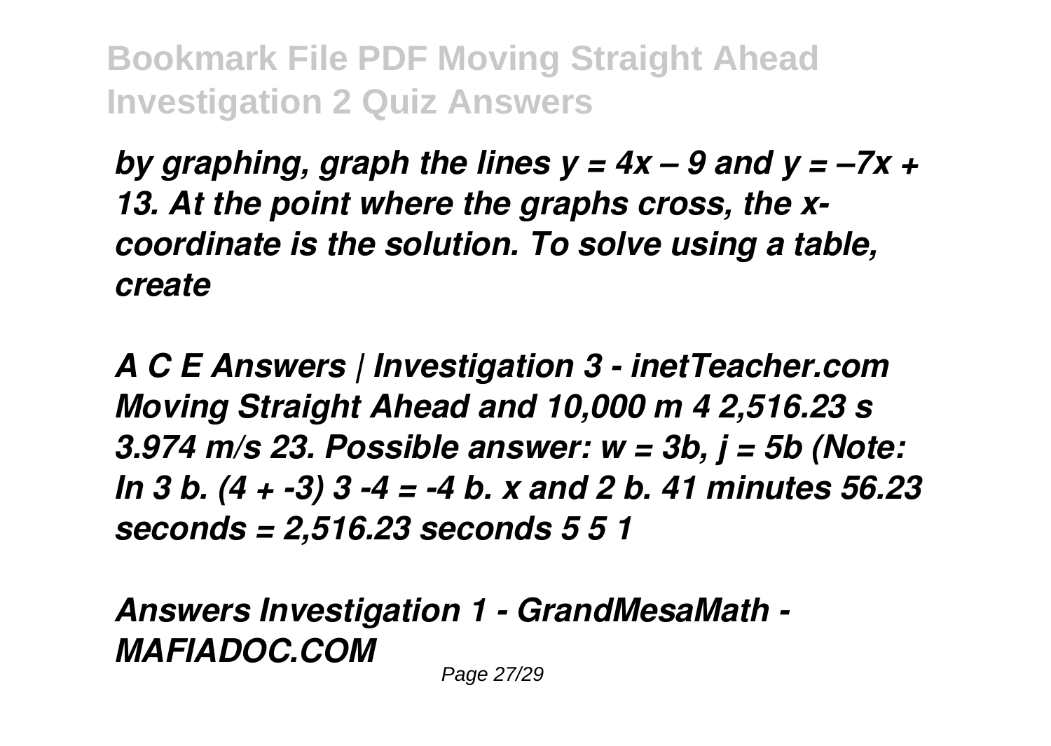*by graphing, graph the lines $y = 4x – 9$ and $y = –7x + 13$. At the point where the graphs cross, the x-coordinate is the solution. To solve using a table, create*

***A C E Answers | Investigation 3 - inetTeacher.com***

***Moving Straight Ahead and 10,000 m 4 2,516.23 s 3.974 m/s 23. Possible answer: $w = 3b$, $j = 5b$ (Note: In 3 b. $(4 + -3)$ 3 -4 = -4 b. x and 2 b. 41 minutes 56.23 seconds = 2,516.23 seconds 5 5 1***

***Answers Investigation 1 - GrandMesaMath - MAFIADOC.COM***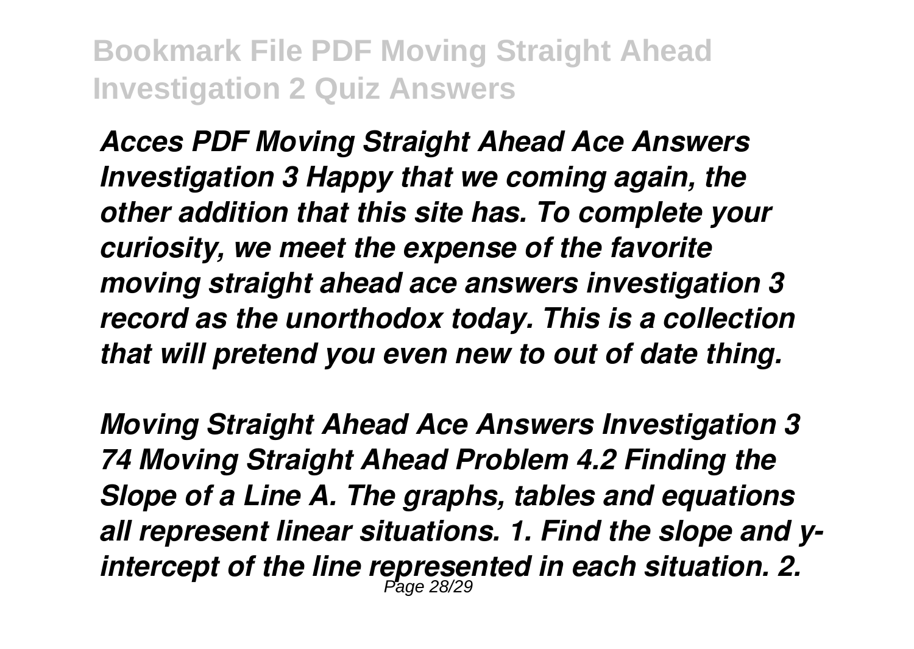*Acces PDF Moving Straight Ahead Ace Answers Investigation 3 Happy that we coming again, the other addition that this site has. To complete your curiosity, we meet the expense of the favorite moving straight ahead ace answers investigation 3 record as the unorthodox today. This is a collection that will pretend you even new to out of date thing.*

*Moving Straight Ahead Ace Answers Investigation 3 74 Moving Straight Ahead Problem 4.2 Finding the Slope of a Line A. The graphs, tables and equations all represent linear situations. 1. Find the slope and y-intercept of the line represented in each situation. 2.*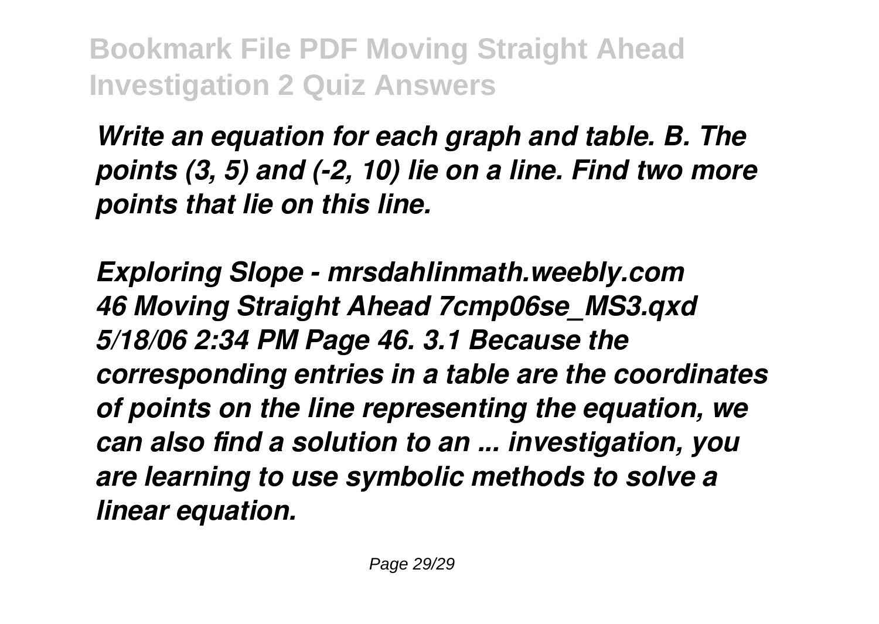*Write an equation for each graph and table. B. The points (3, 5) and (-2, 10) lie on a line. Find two more points that lie on this line.*

*Exploring Slope - mrsdahlinmath.weebly.com 46 Moving Straight Ahead 7cmp06se_MS3.qxd 5/18/06 2:34 PM Page 46. 3.1 Because the corresponding entries in a table are the coordinates of points on the line representing the equation, we can also find a solution to an ... investigation, you are learning to use symbolic methods to solve a linear equation.*